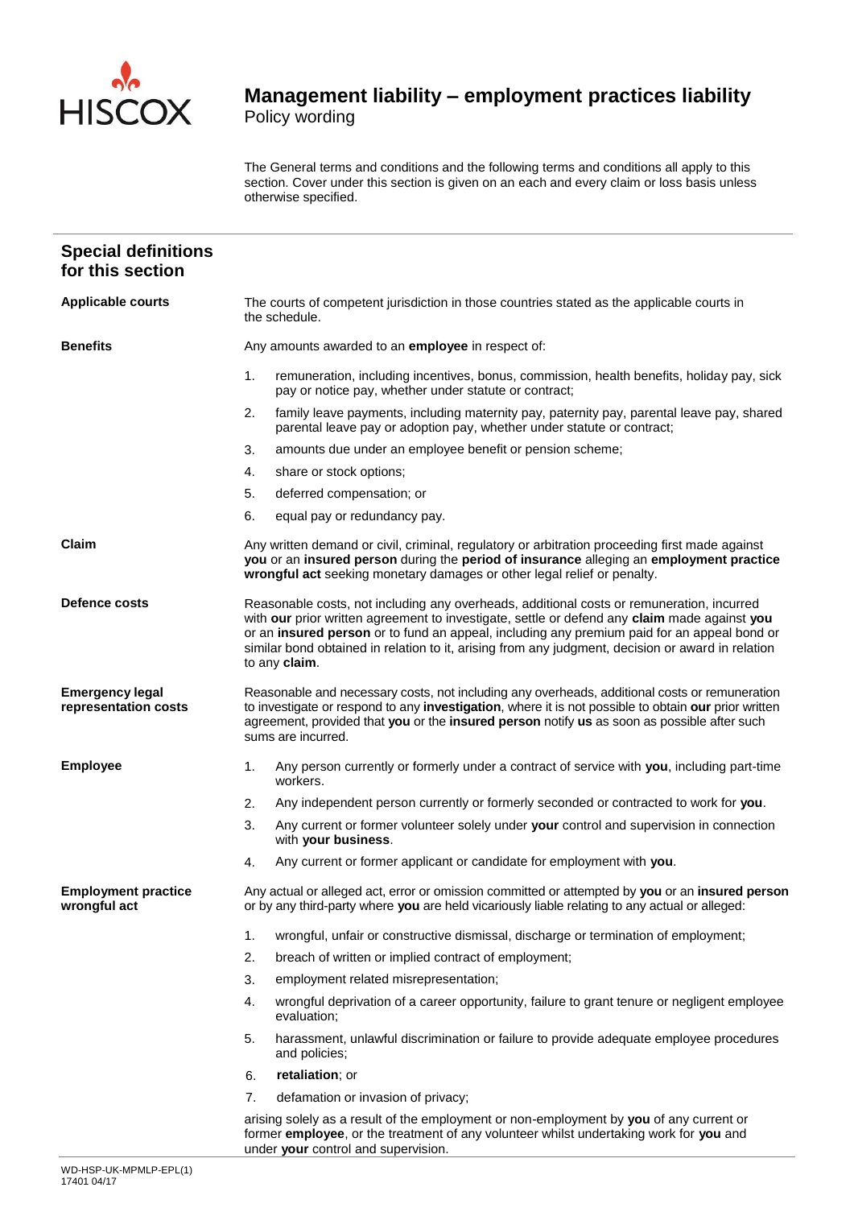# Management liability – employment practices liability

Policy wording

The General terms and conditions and the following terms and conditions all apply to this section. Cover under this section is given on an each and every claim or loss basis unless otherwise specified.

## Special definitions for this section

**Applicable courts**

The courts of competent jurisdiction in those countries stated as the applicable courts in the schedule.

**Benefits**

Any amounts awarded to an **employee** in respect of:

1. remuneration, including incentives, bonus, commission, health benefits, holiday pay, sick pay or notice pay, whether under statute or contract;
2. family leave payments, including maternity pay, paternity pay, parental leave pay, shared parental leave pay or adoption pay, whether under statute or contract;
3. amounts due under an employee benefit or pension scheme;
4. share or stock options;
5. deferred compensation; or
6. equal pay or redundancy pay.

**Claim**

Any written demand or civil, criminal, regulatory or arbitration proceeding first made against **you** or an **insured person** during the **period of insurance** alleging an **employment practice wrongful act** seeking monetary damages or other legal relief or penalty.

**Defence costs**

Reasonable costs, not including any overheads, additional costs or remuneration, incurred with **our** prior written agreement to investigate, settle or defend any **claim** made against **you** or an **insured person** or to fund an appeal, including any premium paid for an appeal bond or similar bond obtained in relation to it, arising from any judgment, decision or award in relation to any **claim**.

**Emergency legal representation costs**

Reasonable and necessary costs, not including any overheads, additional costs or remuneration to investigate or respond to any **investigation**, where it is not possible to obtain **our** prior written agreement, provided that **you** or the **insured person** notify **us** as soon as possible after such sums are incurred.

**Employee**

1. Any person currently or formerly under a contract of service with **you**, including part-time workers.
2. Any independent person currently or formerly seconded or contracted to work for **you**.
3. Any current or former volunteer solely under **your** control and supervision in connection with **your business**.
4. Any current or former applicant or candidate for employment with **you**.

**Employment practice wrongful act**

Any actual or alleged act, error or omission committed or attempted by **you** or an **insured person** or by any third-party where **you** are held vicariously liable relating to any actual or alleged:

1. wrongful, unfair or constructive dismissal, discharge or termination of employment;
2. breach of written or implied contract of employment;
3. employment related misrepresentation;
4. wrongful deprivation of a career opportunity, failure to grant tenure or negligent employee evaluation;
5. harassment, unlawful discrimination or failure to provide adequate employee procedures and policies;
6. **retaliation**; or
7. defamation or invasion of privacy;

arising solely as a result of the employment or non-employment by **you** of any current or former **employee**, or the treatment of any volunteer whilst undertaking work for **you** and under **your** control and supervision.

WD-HSP-UK-MPMLP-EPL(1)
17401 04/17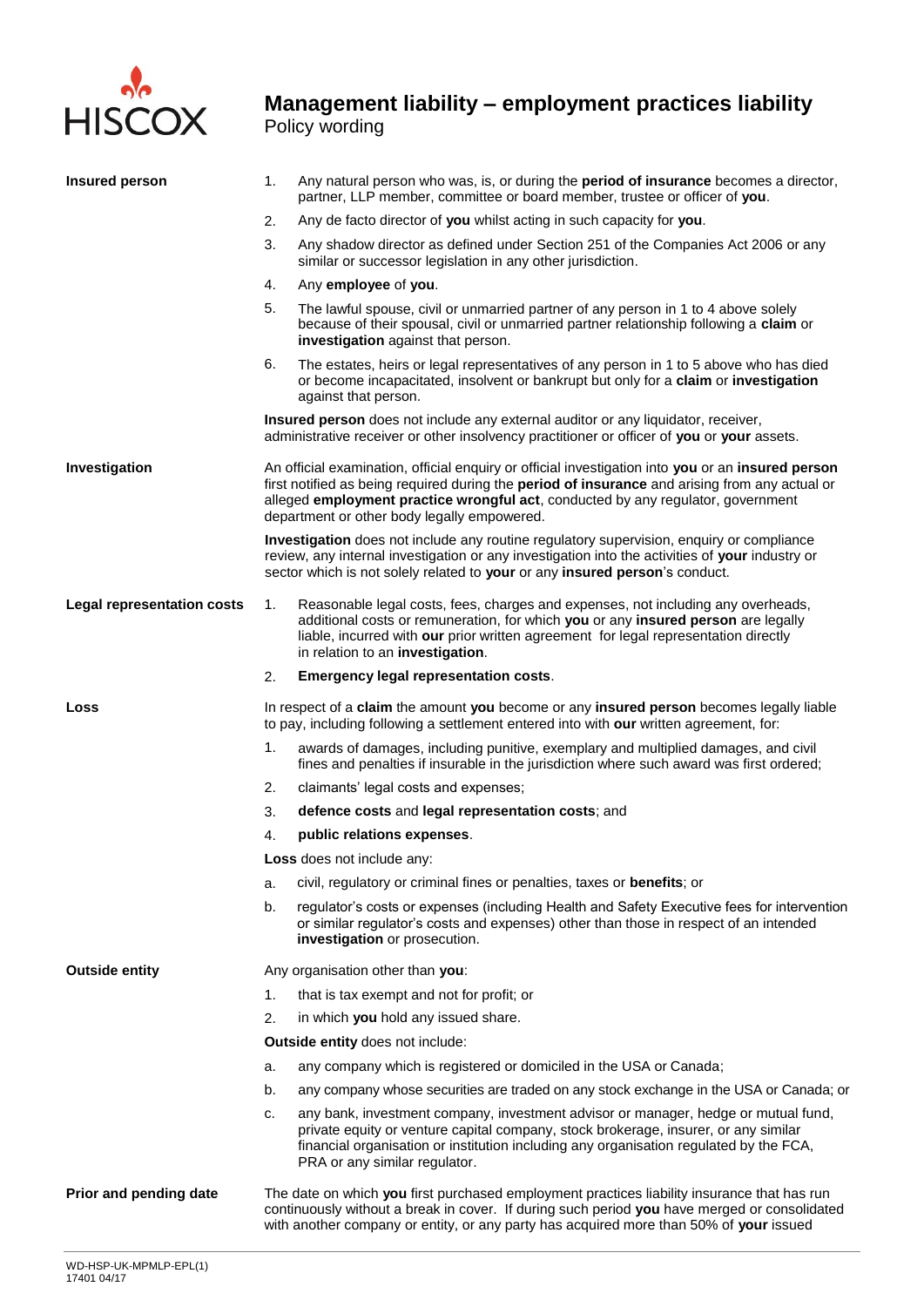# Management liability – employment practices liability

Policy wording

**Insured person**

1. Any natural person who was, is, or during the **period of insurance** becomes a director, partner, LLP member, committee or board member, trustee or officer of **you**.
2. Any de facto director of **you** whilst acting in such capacity for **you**.
3. Any shadow director as defined under Section 251 of the Companies Act 2006 or any similar or successor legislation in any other jurisdiction.
4. Any **employee** of **you**.
5. The lawful spouse, civil or unmarried partner of any person in 1 to 4 above solely because of their spousal, civil or unmarried partner relationship following a **claim** or **investigation** against that person.
6. The estates, heirs or legal representatives of any person in 1 to 5 above who has died or become incapacitated, insolvent or bankrupt but only for a **claim** or **investigation** against that person.

**Insured person** does not include any external auditor or any liquidator, receiver, administrative receiver or other insolvency practitioner or officer of **you** or **your** assets.

**Investigation**

An official examination, official enquiry or official investigation into **you** or an **insured person** first notified as being required during the **period of insurance** and arising from any actual or alleged **employment practice wrongful act**, conducted by any regulator, government department or other body legally empowered.

**Investigation** does not include any routine regulatory supervision, enquiry or compliance review, any internal investigation or any investigation into the activities of **your** industry or sector which is not solely related to **your** or any **insured person**'s conduct.

**Legal representation costs**

1. Reasonable legal costs, fees, charges and expenses, not including any overheads, additional costs or remuneration, for which **you** or any **insured person** are legally liable, incurred with **our** prior written agreement for legal representation directly in relation to an **investigation**.
2. **Emergency legal representation costs**.

**Loss**

In respect of a **claim** the amount **you** become or any **insured person** becomes legally liable to pay, including following a settlement entered into with **our** written agreement, for:

1. awards of damages, including punitive, exemplary and multiplied damages, and civil fines and penalties if insurable in the jurisdiction where such award was first ordered;
2. claimants' legal costs and expenses;
3. **defence costs** and **legal representation costs**; and
4. **public relations expenses**.

**Loss** does not include any:

a. civil, regulatory or criminal fines or penalties, taxes or **benefits**; or

b. regulator's costs or expenses (including Health and Safety Executive fees for intervention or similar regulator's costs and expenses) other than those in respect of an intended **investigation** or prosecution.

**Outside entity**

Any organisation other than **you**:

1. that is tax exempt and not for profit; or
2. in which **you** hold any issued share.

**Outside entity** does not include:

a. any company which is registered or domiciled in the USA or Canada;

b. any company whose securities are traded on any stock exchange in the USA or Canada; or

c. any bank, investment company, investment advisor or manager, hedge or mutual fund, private equity or venture capital company, stock brokerage, insurer, or any similar financial organisation or institution including any organisation regulated by the FCA, PRA or any similar regulator.

**Prior and pending date**

The date on which **you** first purchased employment practices liability insurance that has run continuously without a break in cover. If during such period **you** have merged or consolidated with another company or entity, or any party has acquired more than 50% of **your** issued

WD-HSP-UK-MPMLP-EPL(1)
17401 04/17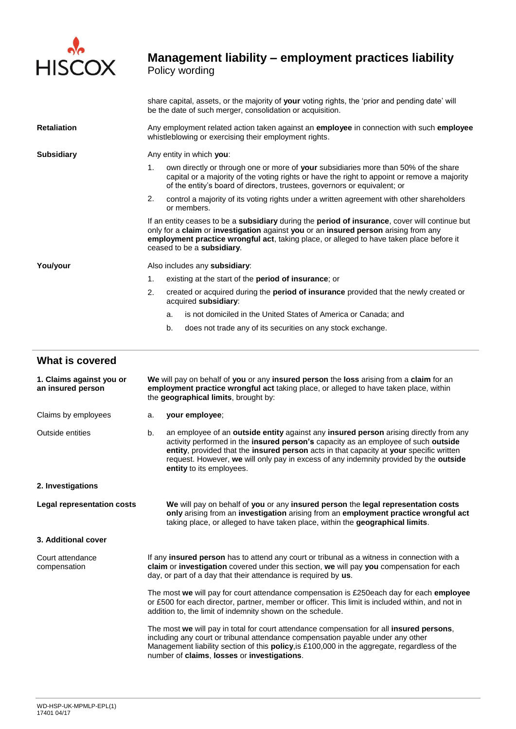share capital, assets, or the majority of **your** voting rights, the 'prior and pending date' will be the date of such merger, consolidation or acquisition.

**Retaliation**

Any employment related action taken against an **employee** in connection with such **employee** whistleblowing or exercising their employment rights.

**Subsidiary**

Any entity in which **you**:

1. own directly or through one or more of **your** subsidiaries more than 50% of the share capital or a majority of the voting rights or have the right to appoint or remove a majority of the entity's board of directors, trustees, governors or equivalent; or
2. control a majority of its voting rights under a written agreement with other shareholders or members.

If an entity ceases to be a **subsidiary** during the **period of insurance**, cover will continue but only for a **claim** or **investigation** against **you** or an **insured person** arising from any **employment practice wrongful act**, taking place, or alleged to have taken place before it ceased to be a **subsidiary**.

**You/your**

Also includes any **subsidiary**:

1. existing at the start of the **period of insurance**; or
2. created or acquired during the **period of insurance** provided that the newly created or acquired **subsidiary**:
   a. is not domiciled in the United States of America or Canada; and
   b. does not trade any of its securities on any stock exchange.

## What is covered

**1. Claims against you or an insured person**

**We** will pay on behalf of **you** or any **insured person** the **loss** arising from a **claim** for an **employment practice wrongful act** taking place, or alleged to have taken place, within the **geographical limits**, brought by:

Claims by employees

a. **your employee**;

Outside entities

b. an employee of an **outside entity** against any **insured person** arising directly from any activity performed in the **insured person's** capacity as an employee of such **outside entity**, provided that the **insured person** acts in that capacity at **your** specific written request. However, **we** will only pay in excess of any indemnity provided by the **outside entity** to its employees.

**2. Investigations**

**Legal representation costs**

**We** will pay on behalf of **you** or any **insured person** the **legal representation costs only** arising from an **investigation** arising from an **employment practice wrongful act** taking place, or alleged to have taken place, within the **geographical limits**.

**3. Additional cover**

Court attendance compensation

If any **insured person** has to attend any court or tribunal as a witness in connection with a **claim** or **investigation** covered under this section, **we** will pay **you** compensation for each day, or part of a day that their attendance is required by **us**.

The most **we** will pay for court attendance compensation is £250each day for each **employee** or £500 for each director, partner, member or officer. This limit is included within, and not in addition to, the limit of indemnity shown on the schedule.

The most **we** will pay in total for court attendance compensation for all **insured persons**, including any court or tribunal attendance compensation payable under any other Management liability section of this **policy**,is £100,000 in the aggregate, regardless of the number of **claims**, **losses** or **investigations**.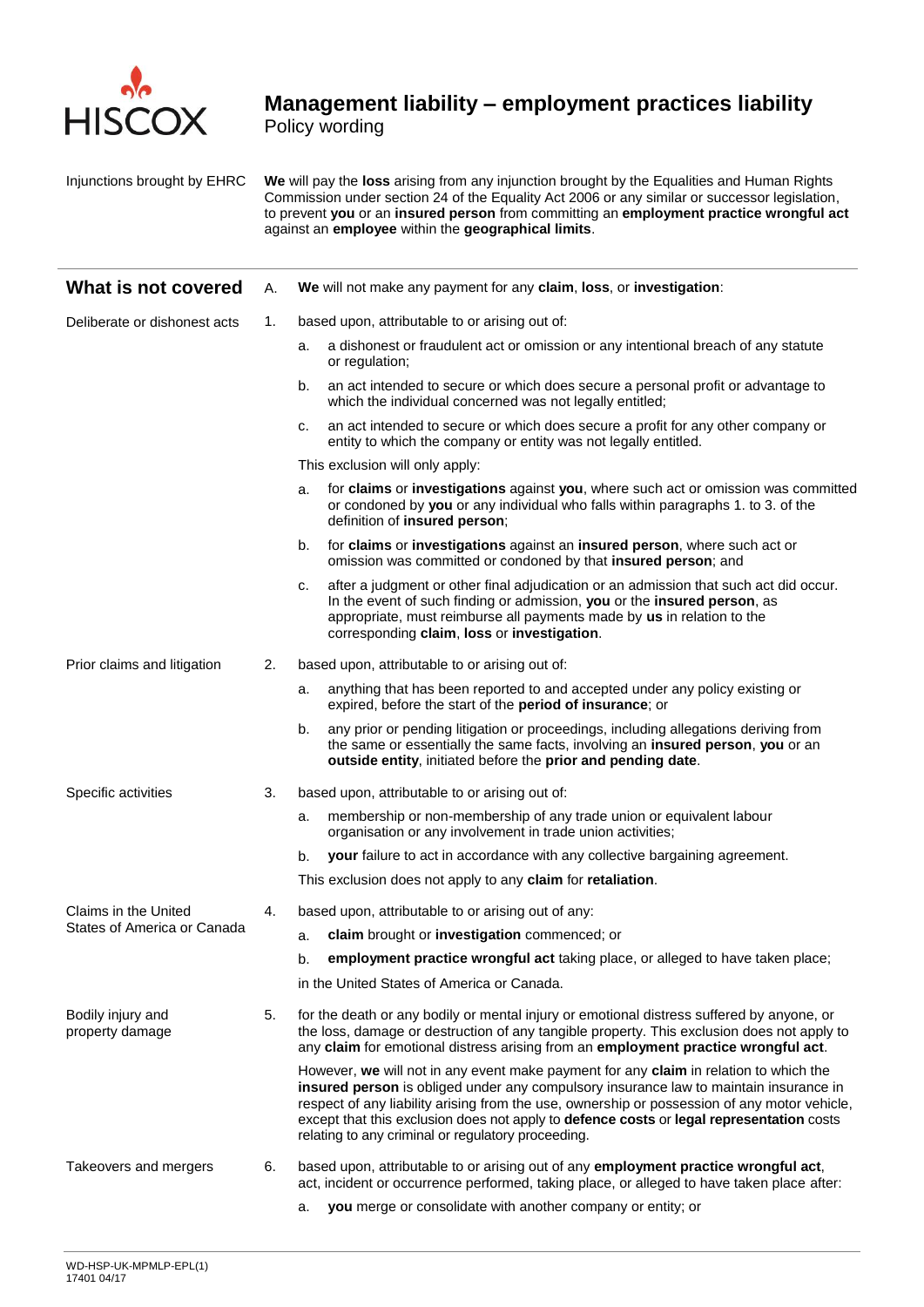# Management liability – employment practices liability

Policy wording

**Injunctions brought by EHRC**

**We** will pay the **loss** arising from any injunction brought by the Equalities and Human Rights Commission under section 24 of the Equality Act 2006 or any similar or successor legislation, to prevent **you** or an **insured person** from committing an **employment practice wrongful act** against an **employee** within the **geographical limits**.

## What is not covered

A. **We** will not make any payment for any **claim**, **loss**, or **investigation**:

**Deliberate or dishonest acts**

1. based upon, attributable to or arising out of:
   a. a dishonest or fraudulent act or omission or any intentional breach of any statute or regulation;
   b. an act intended to secure or which does secure a personal profit or advantage to which the individual concerned was not legally entitled;
   c. an act intended to secure or which does secure a profit for any other company or entity to which the company or entity was not legally entitled.

   This exclusion will only apply:

   a. for **claims** or **investigations** against **you**, where such act or omission was committed or condoned by **you** or any individual who falls within paragraphs 1. to 3. of the definition of **insured person**;
   b. for **claims** or **investigations** against an **insured person**, where such act or omission was committed or condoned by that **insured person**; and
   c. after a judgment or other final adjudication or an admission that such act did occur. In the event of such finding or admission, **you** or the **insured person**, as appropriate, must reimburse all payments made by **us** in relation to the corresponding **claim**, **loss** or **investigation**.

**Prior claims and litigation**

2. based upon, attributable to or arising out of:
   a. anything that has been reported to and accepted under any policy existing or expired, before the start of the **period of insurance**; or
   b. any prior or pending litigation or proceedings, including allegations deriving from the same or essentially the same facts, involving an **insured person**, **you** or an **outside entity**, initiated before the **prior and pending date**.

**Specific activities**

3. based upon, attributable to or arising out of:
   a. membership or non-membership of any trade union or equivalent labour organisation or any involvement in trade union activities;
   b. **your** failure to act in accordance with any collective bargaining agreement.

   This exclusion does not apply to any **claim** for **retaliation**.

**Claims in the United States of America or Canada**

4. based upon, attributable to or arising out of any:
   a. **claim** brought or **investigation** commenced; or
   b. **employment practice wrongful act** taking place, or alleged to have taken place;

   in the United States of America or Canada.

**Bodily injury and property damage**

5. for the death or any bodily or mental injury or emotional distress suffered by anyone, or the loss, damage or destruction of any tangible property. This exclusion does not apply to any **claim** for emotional distress arising from an **employment practice wrongful act**.

   However, **we** will not in any event make payment for any **claim** in relation to which the **insured person** is obliged under any compulsory insurance law to maintain insurance in respect of any liability arising from the use, ownership or possession of any motor vehicle, except that this exclusion does not apply to **defence costs** or **legal representation** costs relating to any criminal or regulatory proceeding.

**Takeovers and mergers**

6. based upon, attributable to or arising out of any **employment practice wrongful act**, act, incident or occurrence performed, taking place, or alleged to have taken place after:
   a. **you** merge or consolidate with another company or entity; or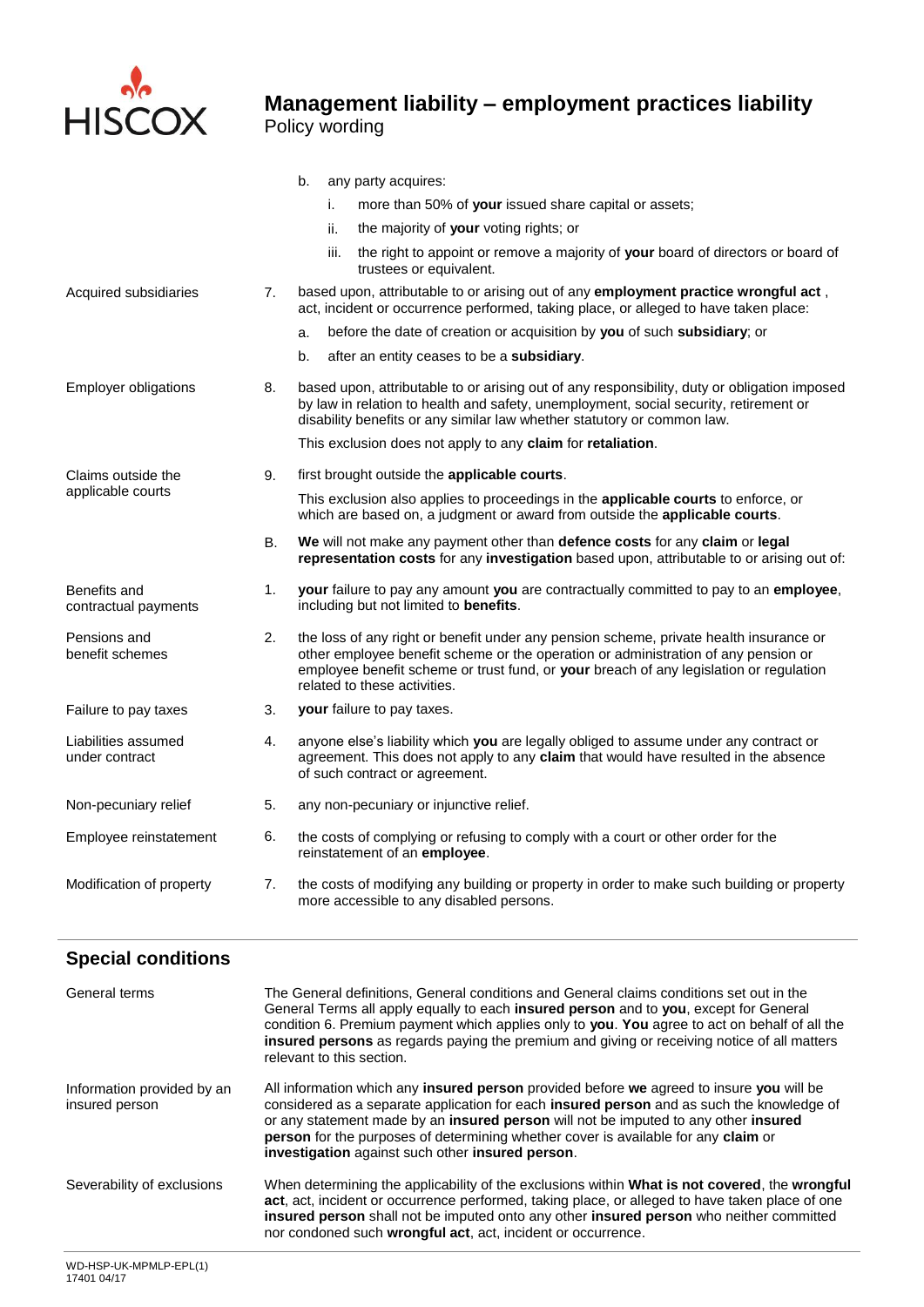b. any party acquires:

   i. more than 50% of **your** issued share capital or assets;

   ii. the majority of **your** voting rights; or

   iii. the right to appoint or remove a majority of **your** board of directors or board of trustees or equivalent.

Acquired subsidiaries

7. based upon, attributable to or arising out of any **employment practice wrongful act** , act, incident or occurrence performed, taking place, or alleged to have taken place:

   a. before the date of creation or acquisition by **you** of such **subsidiary**; or

   b. after an entity ceases to be a **subsidiary**.

Employer obligations

8. based upon, attributable to or arising out of any responsibility, duty or obligation imposed by law in relation to health and safety, unemployment, social security, retirement or disability benefits or any similar law whether statutory or common law.

   This exclusion does not apply to any **claim** for **retaliation**.

Claims outside the applicable courts

9. first brought outside the **applicable courts**.

   This exclusion also applies to proceedings in the **applicable courts** to enforce, or which are based on, a judgment or award from outside the **applicable courts**.

B. **We** will not make any payment other than **defence costs** for any **claim** or **legal representation costs** for any **investigation** based upon, attributable to or arising out of:

Benefits and contractual payments

1. **your** failure to pay any amount **you** are contractually committed to pay to an **employee**, including but not limited to **benefits**.

Pensions and benefit schemes

2. the loss of any right or benefit under any pension scheme, private health insurance or other employee benefit scheme or the operation or administration of any pension or employee benefit scheme or trust fund, or **your** breach of any legislation or regulation related to these activities.

Failure to pay taxes

3. **your** failure to pay taxes.

Liabilities assumed under contract

4. anyone else's liability which **you** are legally obliged to assume under any contract or agreement. This does not apply to any **claim** that would have resulted in the absence of such contract or agreement.

Non-pecuniary relief

5. any non-pecuniary or injunctive relief.

Employee reinstatement

6. the costs of complying or refusing to comply with a court or other order for the reinstatement of an **employee**.

Modification of property

7. the costs of modifying any building or property in order to make such building or property more accessible to any disabled persons.

## Special conditions

General terms

The General definitions, General conditions and General claims conditions set out in the General Terms all apply equally to each **insured person** and to **you**, except for General condition 6. Premium payment which applies only to **you**. **You** agree to act on behalf of all the **insured persons** as regards paying the premium and giving or receiving notice of all matters relevant to this section.

Information provided by an insured person

All information which any **insured person** provided before **we** agreed to insure **you** will be considered as a separate application for each **insured person** and as such the knowledge of or any statement made by an **insured person** will not be imputed to any other **insured person** for the purposes of determining whether cover is available for any **claim** or **investigation** against such other **insured person**.

Severability of exclusions

When determining the applicability of the exclusions within **What is not covered**, the **wrongful act**, act, incident or occurrence performed, taking place, or alleged to have taken place of one **insured person** shall not be imputed onto any other **insured person** who neither committed nor condoned such **wrongful act**, act, incident or occurrence.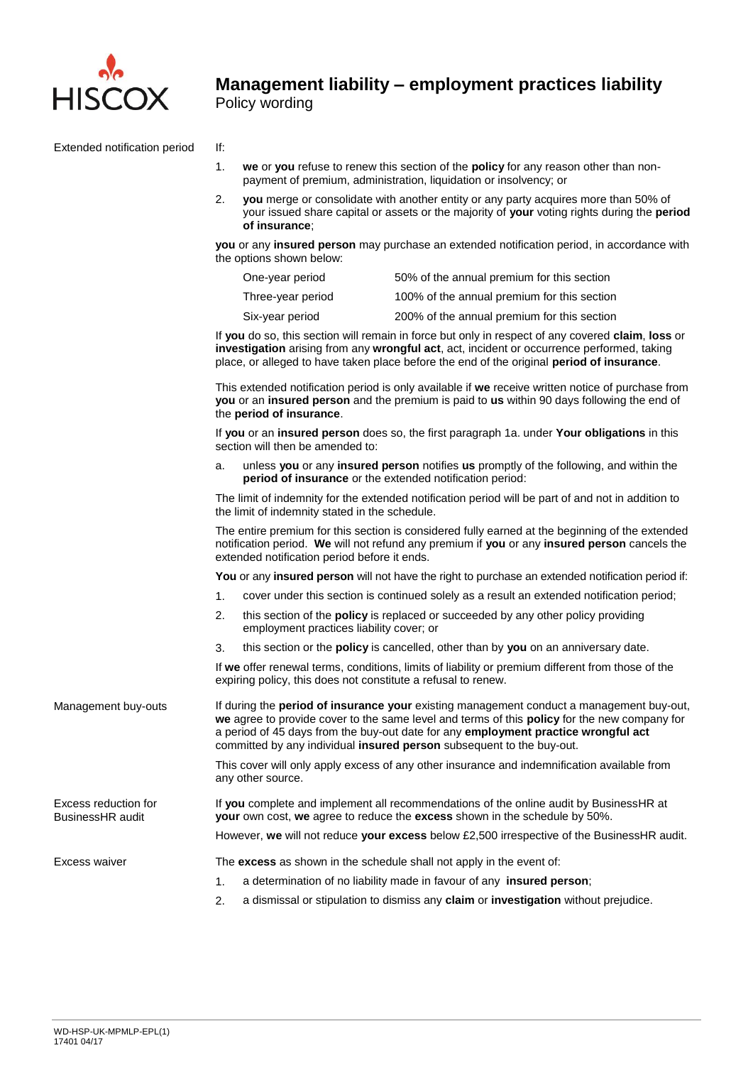# Management liability – employment practices liability

Policy wording

## Extended notification period

If:

1. **we** or **you** refuse to renew this section of the **policy** for any reason other than non-payment of premium, administration, liquidation or insolvency; or
2. **you** merge or consolidate with another entity or any party acquires more than 50% of your issued share capital or assets or the majority of **your** voting rights during the **period of insurance**;

**you** or any **insured person** may purchase an extended notification period, in accordance with the options shown below:

| | |
|---|---|
| One-year period | 50% of the annual premium for this section |
| Three-year period | 100% of the annual premium for this section |
| Six-year period | 200% of the annual premium for this section |

If **you** do so, this section will remain in force but only in respect of any covered **claim**, **loss** or **investigation** arising from any **wrongful act**, act, incident or occurrence performed, taking place, or alleged to have taken place before the end of the original **period of insurance**.

This extended notification period is only available if **we** receive written notice of purchase from **you** or an **insured person** and the premium is paid to **us** within 90 days following the end of the **period of insurance**.

If **you** or an **insured person** does so, the first paragraph 1a. under **Your obligations** in this section will then be amended to:

a. unless **you** or any **insured person** notifies **us** promptly of the following, and within the **period of insurance** or the extended notification period:

The limit of indemnity for the extended notification period will be part of and not in addition to the limit of indemnity stated in the schedule.

The entire premium for this section is considered fully earned at the beginning of the extended notification period. **We** will not refund any premium if **you** or any **insured person** cancels the extended notification period before it ends.

**You** or any **insured person** will not have the right to purchase an extended notification period if:

1. cover under this section is continued solely as a result an extended notification period;
2. this section of the **policy** is replaced or succeeded by any other policy providing employment practices liability cover; or
3. this section or the **policy** is cancelled, other than by **you** on an anniversary date.

If **we** offer renewal terms, conditions, limits of liability or premium different from those of the expiring policy, this does not constitute a refusal to renew.

## Management buy-outs

If during the **period of insurance your** existing management conduct a management buy-out, **we** agree to provide cover to the same level and terms of this **policy** for the new company for a period of 45 days from the buy-out date for any **employment practice wrongful act** committed by any individual **insured person** subsequent to the buy-out.

This cover will only apply excess of any other insurance and indemnification available from any other source.

## Excess reduction for BusinessHR audit

If **you** complete and implement all recommendations of the online audit by BusinessHR at **your** own cost, **we** agree to reduce the **excess** shown in the schedule by 50%.

However, **we** will not reduce **your excess** below £2,500 irrespective of the BusinessHR audit.

## Excess waiver

The **excess** as shown in the schedule shall not apply in the event of:

1. a determination of no liability made in favour of any **insured person**;
2. a dismissal or stipulation to dismiss any **claim** or **investigation** without prejudice.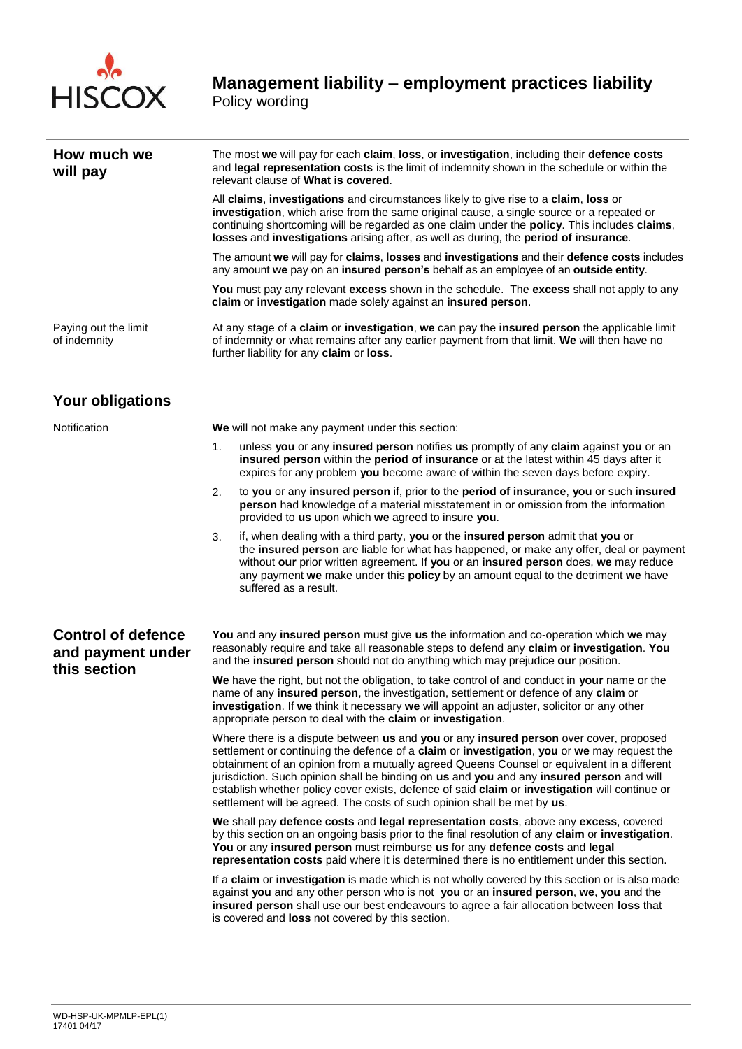# Management liability – employment practices liability

Policy wording

## How much we will pay

The most **we** will pay for each **claim**, **loss**, or **investigation**, including their **defence costs** and **legal representation costs** is the limit of indemnity shown in the schedule or within the relevant clause of **What is covered**.

All **claims**, **investigations** and circumstances likely to give rise to a **claim**, **loss** or **investigation**, which arise from the same original cause, a single source or a repeated or continuing shortcoming will be regarded as one claim under the **policy**. This includes **claims**, **losses** and **investigations** arising after, as well as during, the **period of insurance**.

The amount **we** will pay for **claims**, **losses** and **investigations** and their **defence costs** includes any amount **we** pay on an **insured person's** behalf as an employee of an **outside entity**.

**You** must pay any relevant **excess** shown in the schedule. The **excess** shall not apply to any **claim** or **investigation** made solely against an **insured person**.

### Paying out the limit of indemnity

At any stage of a **claim** or **investigation**, **we** can pay the **insured person** the applicable limit of indemnity or what remains after any earlier payment from that limit. **We** will then have no further liability for any **claim** or **loss**.

## Your obligations

### Notification

**We** will not make any payment under this section:

1. unless **you** or any **insured person** notifies **us** promptly of any **claim** against **you** or an **insured person** within the **period of insurance** or at the latest within 45 days after it expires for any problem **you** become aware of within the seven days before expiry.
2. to **you** or any **insured person** if, prior to the **period of insurance**, **you** or such **insured person** had knowledge of a material misstatement in or omission from the information provided to **us** upon which **we** agreed to insure **you**.
3. if, when dealing with a third party, **you** or the **insured person** admit that **you** or the **insured person** are liable for what has happened, or make any offer, deal or payment without **our** prior written agreement. If **you** or an **insured person** does, **we** may reduce any payment **we** make under this **policy** by an amount equal to the detriment **we** have suffered as a result.

## Control of defence and payment under this section

**You** and any **insured person** must give **us** the information and co-operation which **we** may reasonably require and take all reasonable steps to defend any **claim** or **investigation**. **You** and the **insured person** should not do anything which may prejudice **our** position.

**We** have the right, but not the obligation, to take control of and conduct in **your** name or the name of any **insured person**, the investigation, settlement or defence of any **claim** or **investigation**. If **we** think it necessary **we** will appoint an adjuster, solicitor or any other appropriate person to deal with the **claim** or **investigation**.

Where there is a dispute between **us** and **you** or any **insured person** over cover, proposed settlement or continuing the defence of a **claim** or **investigation**, **you** or **we** may request the obtainment of an opinion from a mutually agreed Queens Counsel or equivalent in a different jurisdiction. Such opinion shall be binding on **us** and **you** and any **insured person** and will establish whether policy cover exists, defence of said **claim** or **investigation** will continue or settlement will be agreed. The costs of such opinion shall be met by **us**.

**We** shall pay **defence costs** and **legal representation costs**, above any **excess**, covered by this section on an ongoing basis prior to the final resolution of any **claim** or **investigation**. **You** or any **insured person** must reimburse **us** for any **defence costs** and **legal representation costs** paid where it is determined there is no entitlement under this section.

If a **claim** or **investigation** is made which is not wholly covered by this section or is also made against **you** and any other person who is not **you** or an **insured person**, **we**, **you** and the **insured person** shall use our best endeavours to agree a fair allocation between **loss** that is covered and **loss** not covered by this section.

WD-HSP-UK-MPMLP-EPL(1)
17401 04/17